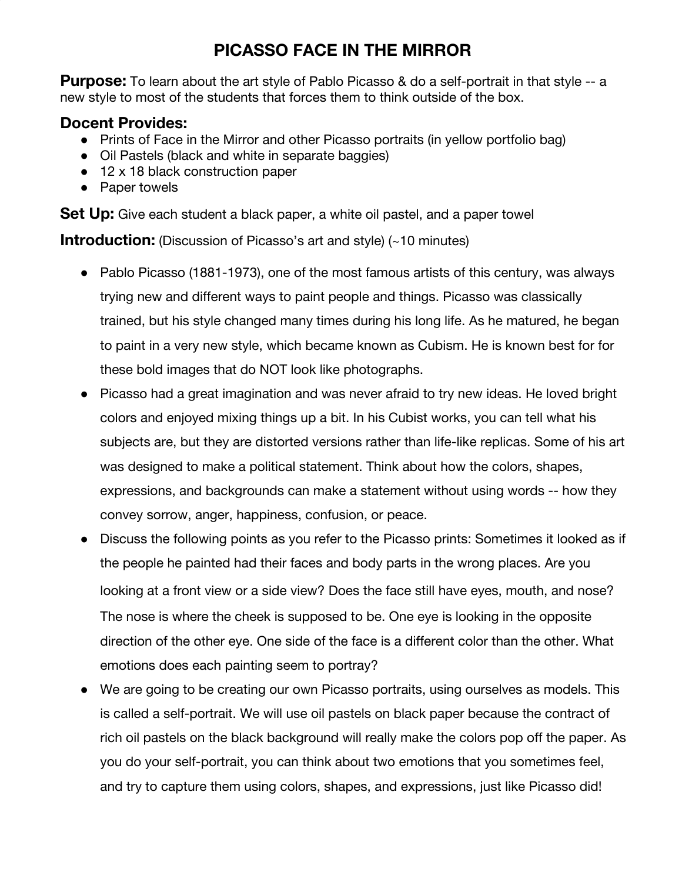# PICASSO FACE IN THE MIRROR

**Purpose:** To learn about the art style of Pablo Picasso & do a self-portrait in that style -- a new style to most of the students that forces them to think outside of the box.

## Docent Provides:

- Prints of Face in the Mirror and other Picasso portraits (in yellow portfolio bag)
- Oil Pastels (black and white in separate baggies)
- 12 x 18 black construction paper
- Paper towels

**Set Up:** Give each student a black paper, a white oil pastel, and a paper towel

**Introduction:** (Discussion of Picasso's art and style) (~10 minutes)

- Pablo Picasso (1881-1973), one of the most famous artists of this century, was always trying new and different ways to paint people and things. Picasso was classically trained, but his style changed many times during his long life. As he matured, he began to paint in a very new style, which became known as Cubism. He is known best for for these bold images that do NOT look like photographs.
- Picasso had a great imagination and was never afraid to try new ideas. He loved bright colors and enjoyed mixing things up a bit. In his Cubist works, you can tell what his subjects are, but they are distorted versions rather than life-like replicas. Some of his art was designed to make a political statement. Think about how the colors, shapes, expressions, and backgrounds can make a statement without using words -- how they convey sorrow, anger, happiness, confusion, or peace.
- Discuss the following points as you refer to the Picasso prints: Sometimes it looked as if the people he painted had their faces and body parts in the wrong places. Are you looking at a front view or a side view? Does the face still have eyes, mouth, and nose? The nose is where the cheek is supposed to be. One eye is looking in the opposite direction of the other eye. One side of the face is a different color than the other. What emotions does each painting seem to portray?
- We are going to be creating our own Picasso portraits, using ourselves as models. This is called a self-portrait. We will use oil pastels on black paper because the contract of rich oil pastels on the black background will really make the colors pop off the paper. As you do your self-portrait, you can think about two emotions that you sometimes feel, and try to capture them using colors, shapes, and expressions, just like Picasso did!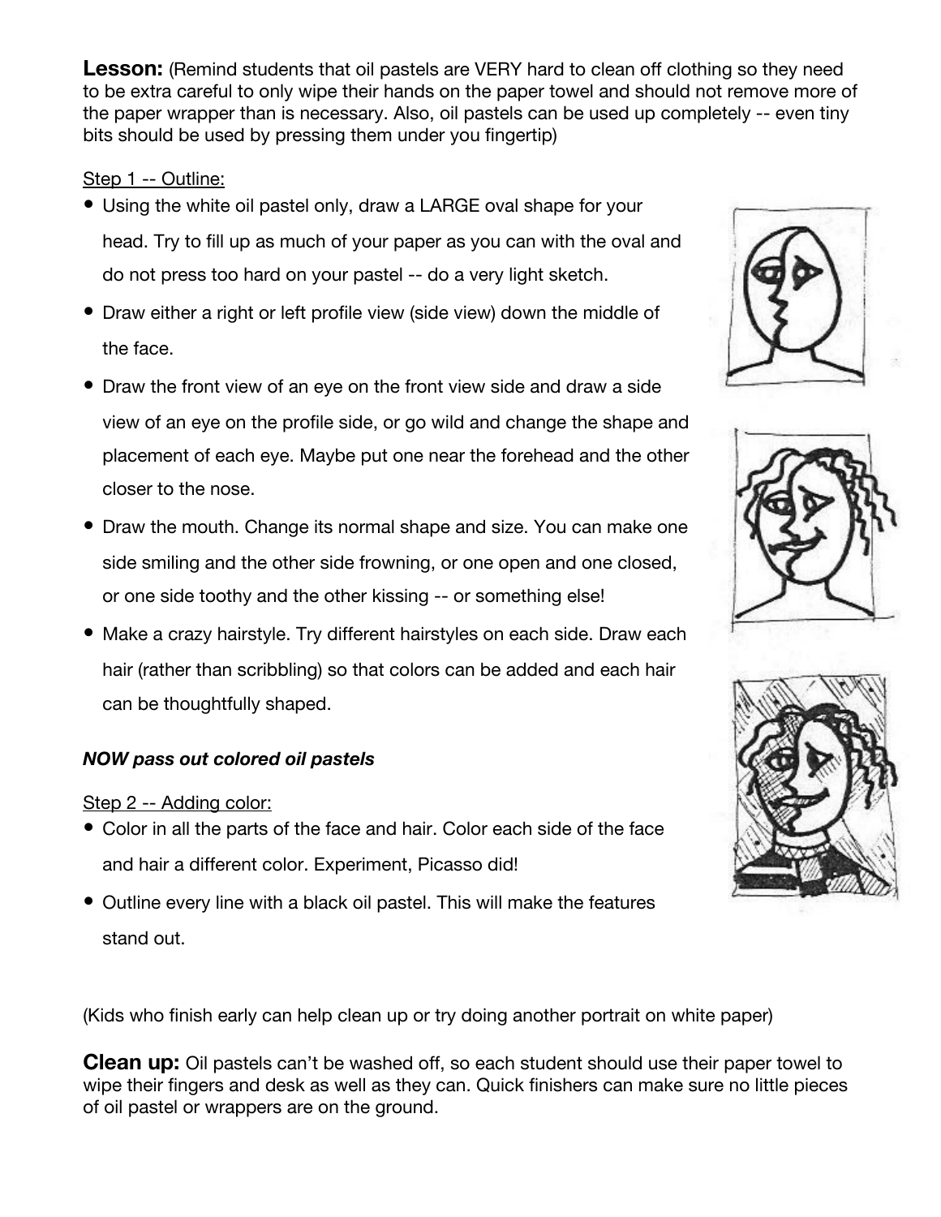**Lesson:** (Remind students that oil pastels are VERY hard to clean off clothing so they need to be extra careful to only wipe their hands on the paper towel and should not remove more of the paper wrapper than is necessary. Also, oil pastels can be used up completely -- even tiny bits should be used by pressing them under you fingertip)

Step 1 -- Outline:

- Using the white oil pastel only, draw a LARGE oval shape for your head. Try to fill up as much of your paper as you can with the oval and do not press too hard on your pastel -- do a very light sketch.
- Draw either a right or left profile view (side view) down the middle of the face.
- Draw the front view of an eye on the front view side and draw a side view of an eye on the profile side, or go wild and change the shape and placement of each eye. Maybe put one near the forehead and the other closer to the nose.
- Draw the mouth. Change its normal shape and size. You can make one side smiling and the other side frowning, or one open and one closed, or one side toothy and the other kissing -- or something else!
- Make a crazy hairstyle. Try different hairstyles on each side. Draw each hair (rather than scribbling) so that colors can be added and each hair can be thoughtfully shaped.

***NOW pass out colored oil pastels***

Step 2 -- Adding color:

- Color in all the parts of the face and hair. Color each side of the face and hair a different color. Experiment, Picasso did!
- Outline every line with a black oil pastel. This will make the features stand out.

(Kids who finish early can help clean up or try doing another portrait on white paper)

**Clean up:** Oil pastels can't be washed off, so each student should use their paper towel to wipe their fingers and desk as well as they can. Quick finishers can make sure no little pieces of oil pastel or wrappers are on the ground.